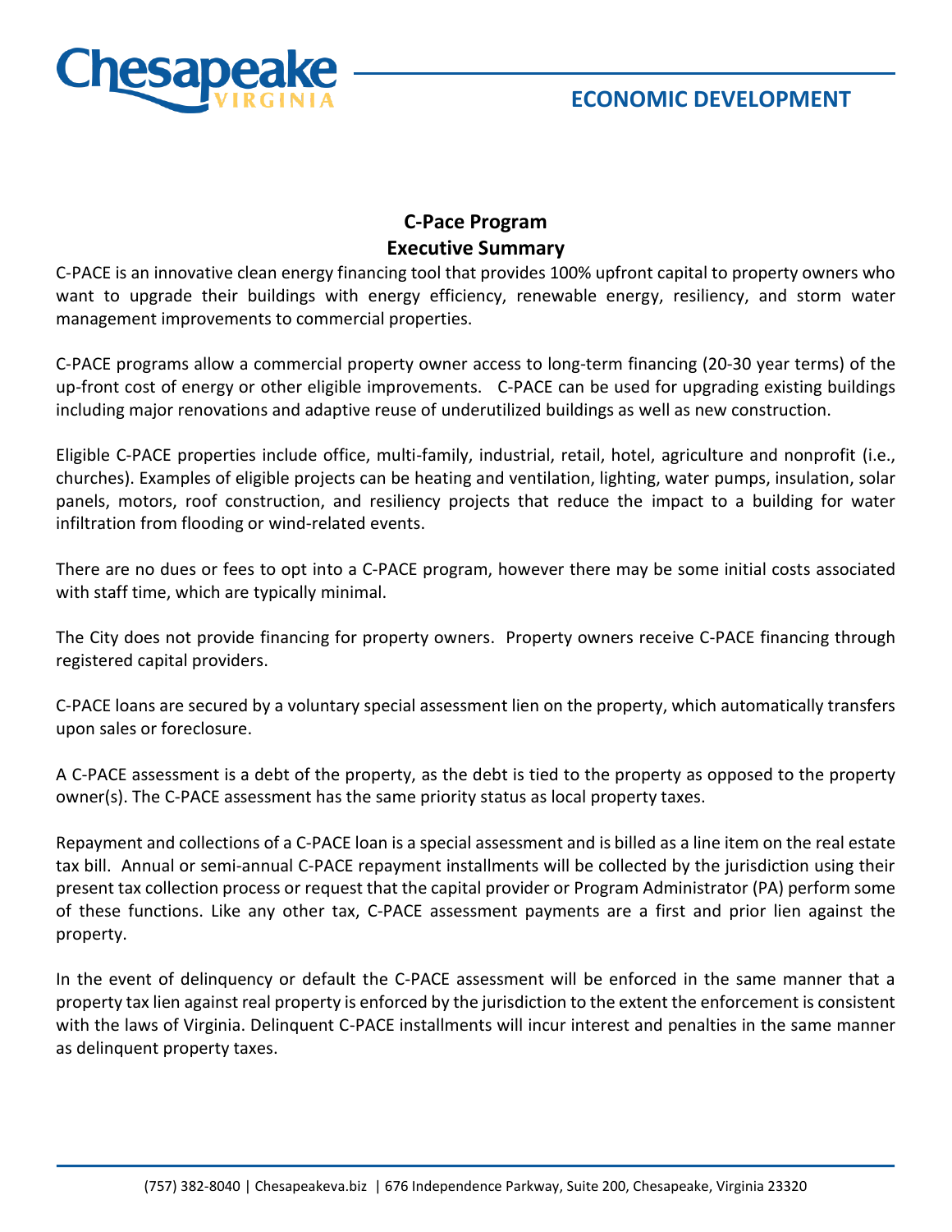# C-Pace Program
## Executive Summary

C-PACE is an innovative clean energy financing tool that provides 100% upfront capital to property owners who want to upgrade their buildings with energy efficiency, renewable energy, resiliency, and storm water management improvements to commercial properties.

C-PACE programs allow a commercial property owner access to long-term financing (20-30 year terms) of the up-front cost of energy or other eligible improvements. C-PACE can be used for upgrading existing buildings including major renovations and adaptive reuse of underutilized buildings as well as new construction.

Eligible C-PACE properties include office, multi-family, industrial, retail, hotel, agriculture and nonprofit (i.e., churches). Examples of eligible projects can be heating and ventilation, lighting, water pumps, insulation, solar panels, motors, roof construction, and resiliency projects that reduce the impact to a building for water infiltration from flooding or wind-related events.

There are no dues or fees to opt into a C-PACE program, however there may be some initial costs associated with staff time, which are typically minimal.

The City does not provide financing for property owners. Property owners receive C-PACE financing through registered capital providers.

C-PACE loans are secured by a voluntary special assessment lien on the property, which automatically transfers upon sales or foreclosure.

A C-PACE assessment is a debt of the property, as the debt is tied to the property as opposed to the property owner(s). The C-PACE assessment has the same priority status as local property taxes.

Repayment and collections of a C-PACE loan is a special assessment and is billed as a line item on the real estate tax bill. Annual or semi-annual C-PACE repayment installments will be collected by the jurisdiction using their present tax collection process or request that the capital provider or Program Administrator (PA) perform some of these functions. Like any other tax, C-PACE assessment payments are a first and prior lien against the property.

In the event of delinquency or default the C-PACE assessment will be enforced in the same manner that a property tax lien against real property is enforced by the jurisdiction to the extent the enforcement is consistent with the laws of Virginia. Delinquent C-PACE installments will incur interest and penalties in the same manner as delinquent property taxes.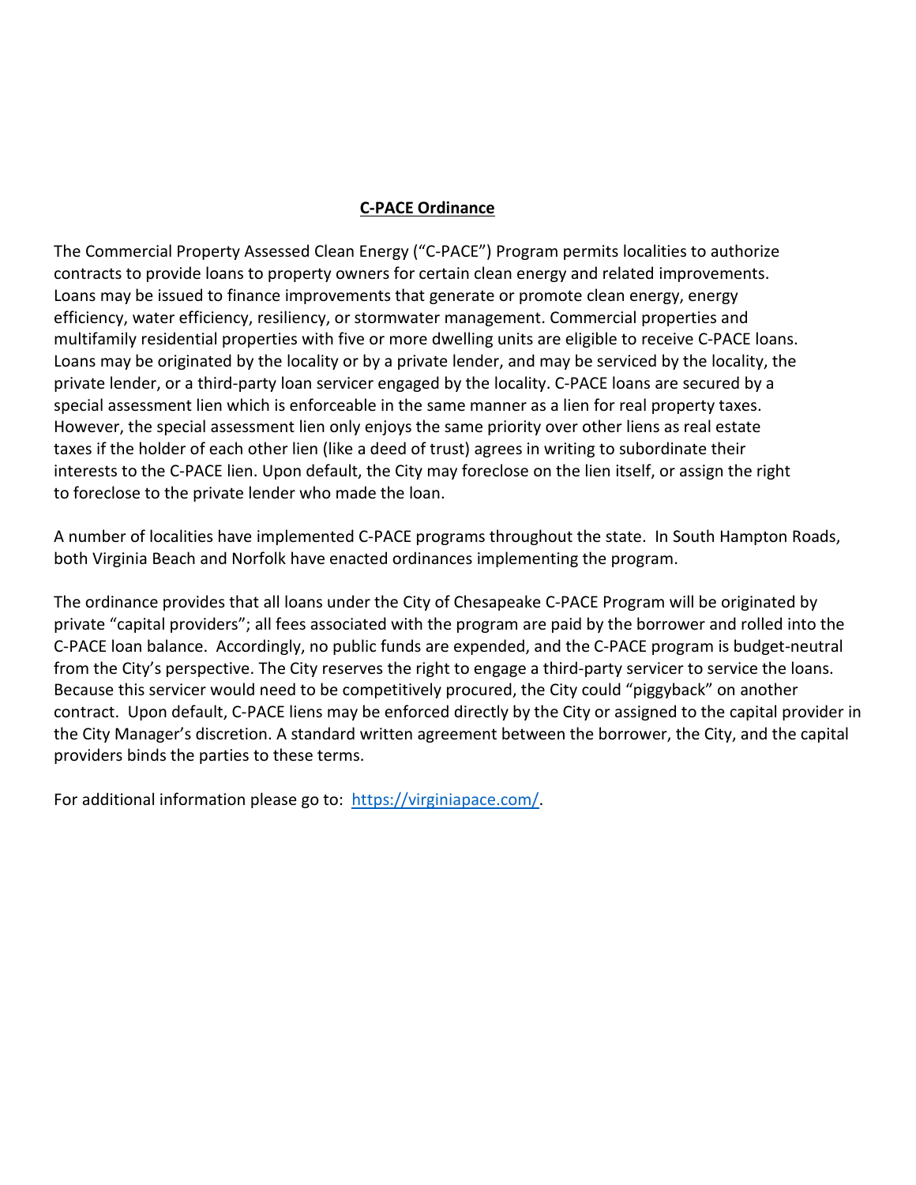# C-PACE Ordinance

The Commercial Property Assessed Clean Energy ("C-PACE") Program permits localities to authorize contracts to provide loans to property owners for certain clean energy and related improvements. Loans may be issued to finance improvements that generate or promote clean energy, energy efficiency, water efficiency, resiliency, or stormwater management. Commercial properties and multifamily residential properties with five or more dwelling units are eligible to receive C-PACE loans. Loans may be originated by the locality or by a private lender, and may be serviced by the locality, the private lender, or a third-party loan servicer engaged by the locality. C-PACE loans are secured by a special assessment lien which is enforceable in the same manner as a lien for real property taxes. However, the special assessment lien only enjoys the same priority over other liens as real estate taxes if the holder of each other lien (like a deed of trust) agrees in writing to subordinate their interests to the C-PACE lien. Upon default, the City may foreclose on the lien itself, or assign the right to foreclose to the private lender who made the loan.

A number of localities have implemented C-PACE programs throughout the state. In South Hampton Roads, both Virginia Beach and Norfolk have enacted ordinances implementing the program.

The ordinance provides that all loans under the City of Chesapeake C-PACE Program will be originated by private "capital providers"; all fees associated with the program are paid by the borrower and rolled into the C-PACE loan balance. Accordingly, no public funds are expended, and the C-PACE program is budget-neutral from the City's perspective. The City reserves the right to engage a third-party servicer to service the loans. Because this servicer would need to be competitively procured, the City could "piggyback" on another contract. Upon default, C-PACE liens may be enforced directly by the City or assigned to the capital provider in the City Manager's discretion. A standard written agreement between the borrower, the City, and the capital providers binds the parties to these terms.

For additional information please go to: [https://virginiapace.com/](https://virginiapace.com/).